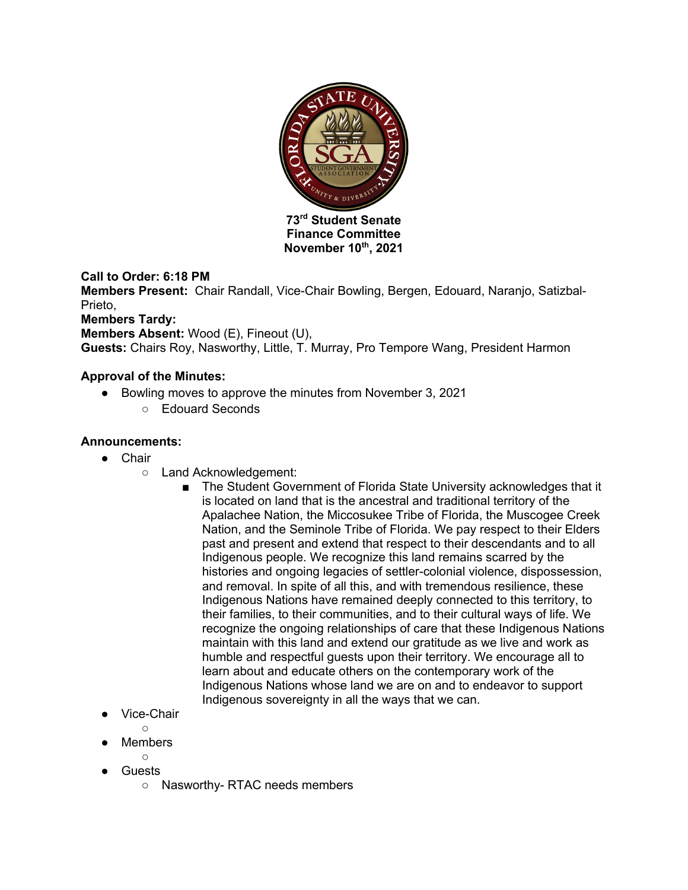**73rd Student Senate**
**Finance Committee**
**November 10th, 2021**

**Call to Order: 6:18 PM**
**Members Present:** Chair Randall, Vice-Chair Bowling, Bergen, Edouard, Naranjo, Satizbal-Prieto,
**Members Tardy:**
**Members Absent:** Wood (E), Fineout (U),
**Guests:** Chairs Roy, Nasworthy, Little, T. Murray, Pro Tempore Wang, President Harmon

**Approval of the Minutes:**

- Bowling moves to approve the minutes from November 3, 2021
    - Edouard Seconds

**Announcements:**

- Chair
    - Land Acknowledgement:
        - The Student Government of Florida State University acknowledges that it is located on land that is the ancestral and traditional territory of the Apalachee Nation, the Miccosukee Tribe of Florida, the Muscogee Creek Nation, and the Seminole Tribe of Florida. We pay respect to their Elders past and present and extend that respect to their descendants and to all Indigenous people. We recognize this land remains scarred by the histories and ongoing legacies of settler-colonial violence, dispossession, and removal. In spite of all this, and with tremendous resilience, these Indigenous Nations have remained deeply connected to this territory, to their families, to their communities, and to their cultural ways of life. We recognize the ongoing relationships of care that these Indigenous Nations maintain with this land and extend our gratitude as we live and work as humble and respectful guests upon their territory. We encourage all to learn about and educate others on the contemporary work of the Indigenous Nations whose land we are on and to endeavor to support Indigenous sovereignty in all the ways that we can.
- Vice-Chair
    -
- Members
    -
- Guests
    - Nasworthy- RTAC needs members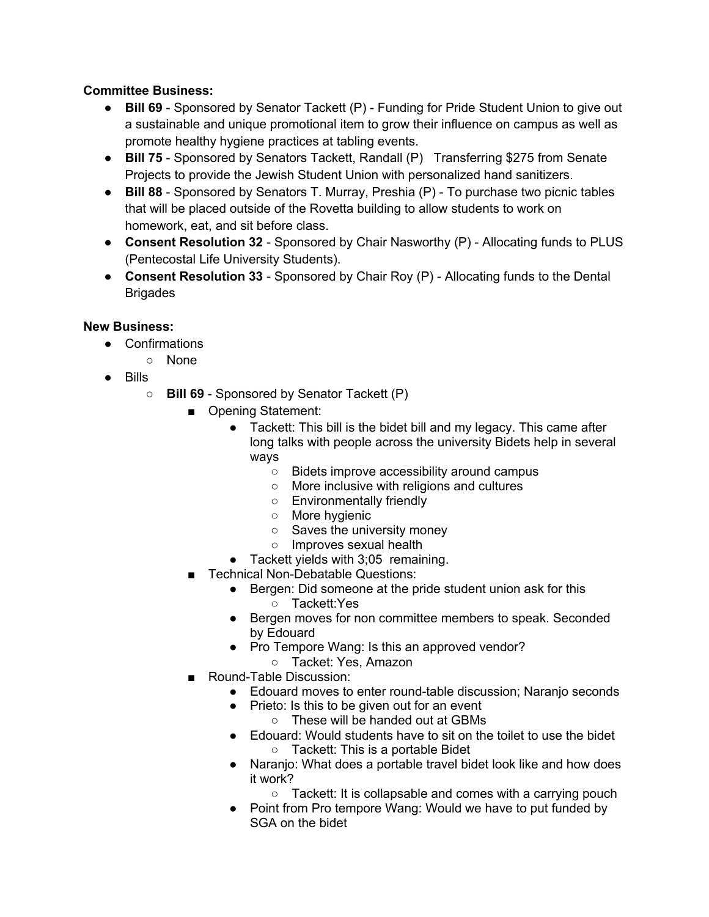**Committee Business:**

- **Bill 69** - Sponsored by Senator Tackett (P) - Funding for Pride Student Union to give out a sustainable and unique promotional item to grow their influence on campus as well as promote healthy hygiene practices at tabling events.
- **Bill 75** - Sponsored by Senators Tackett, Randall (P) Transferring $275 from Senate Projects to provide the Jewish Student Union with personalized hand sanitizers.
- **Bill 88** - Sponsored by Senators T. Murray, Preshia (P) - To purchase two picnic tables that will be placed outside of the Rovetta building to allow students to work on homework, eat, and sit before class.
- **Consent Resolution 32** - Sponsored by Chair Nasworthy (P) - Allocating funds to PLUS (Pentecostal Life University Students).
- **Consent Resolution 33** - Sponsored by Chair Roy (P) - Allocating funds to the Dental Brigades

**New Business:**

- Confirmations
  - None
- Bills
  - **Bill 69** - Sponsored by Senator Tackett (P)
    - Opening Statement:
      - Tackett: This bill is the bidet bill and my legacy. This came after long talks with people across the university Bidets help in several ways
        - Bidets improve accessibility around campus
        - More inclusive with religions and cultures
        - Environmentally friendly
        - More hygienic
        - Saves the university money
        - Improves sexual health
      - Tackett yields with 3;05 remaining.
    - Technical Non-Debatable Questions:
      - Bergen: Did someone at the pride student union ask for this
        - Tackett:Yes
      - Bergen moves for non committee members to speak. Seconded by Edouard
      - Pro Tempore Wang: Is this an approved vendor?
        - Tacket: Yes, Amazon
    - Round-Table Discussion:
      - Edouard moves to enter round-table discussion; Naranjo seconds
      - Prieto: Is this to be given out for an event
        - These will be handed out at GBMs
      - Edouard: Would students have to sit on the toilet to use the bidet
        - Tackett: This is a portable Bidet
      - Naranjo: What does a portable travel bidet look like and how does it work?
        - Tackett: It is collapsable and comes with a carrying pouch
      - Point from Pro tempore Wang: Would we have to put funded by SGA on the bidet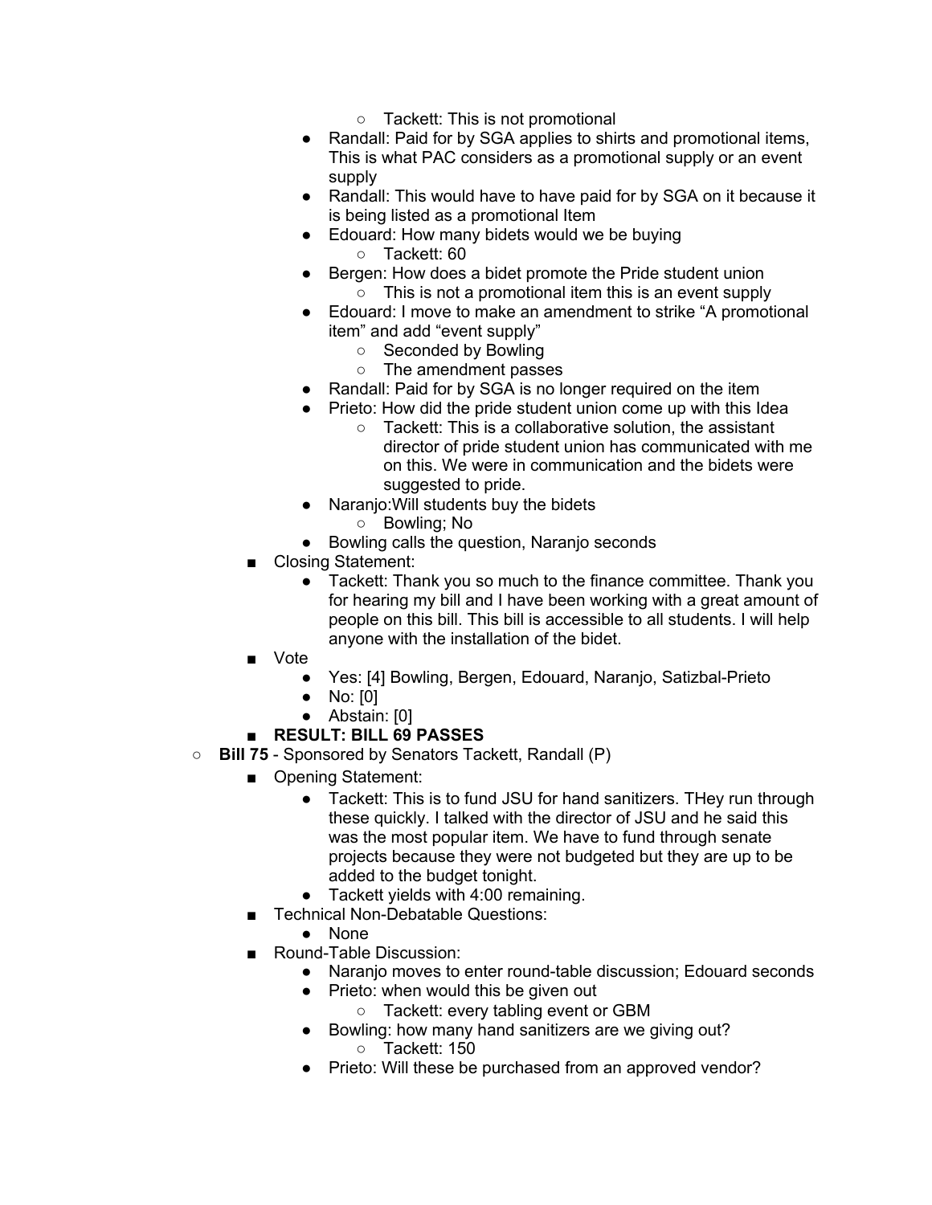- Tackett: This is not promotional
      - Randall: Paid for by SGA applies to shirts and promotional items, This is what PAC considers as a promotional supply or an event supply
      - Randall: This would have to have paid for by SGA on it because it is being listed as a promotional Item
      - Edouard: How many bidets would we be buying
        - Tackett: 60
      - Bergen: How does a bidet promote the Pride student union
        - This is not a promotional item this is an event supply
      - Edouard: I move to make an amendment to strike "A promotional item" and add "event supply"
        - Seconded by Bowling
        - The amendment passes
      - Randall: Paid for by SGA is no longer required on the item
      - Prieto: How did the pride student union come up with this Idea
        - Tackett: This is a collaborative solution, the assistant director of pride student union has communicated with me on this. We were in communication and the bidets were suggested to pride.
      - Naranjo:Will students buy the bidets
        - Bowling; No
      - Bowling calls the question, Naranjo seconds
    - Closing Statement:
      - Tackett: Thank you so much to the finance committee. Thank you for hearing my bill and I have been working with a great amount of people on this bill. This bill is accessible to all students. I will help anyone with the installation of the bidet.
    - Vote
      - Yes: [4] Bowling, Bergen, Edouard, Naranjo, Satizbal-Prieto
      - No: [0]
      - Abstain: [0]
    - **RESULT: BILL 69 PASSES**
  - **Bill 75** - Sponsored by Senators Tackett, Randall (P)
    - Opening Statement:
      - Tackett: This is to fund JSU for hand sanitizers. THey run through these quickly. I talked with the director of JSU and he said this was the most popular item. We have to fund through senate projects because they were not budgeted but they are up to be added to the budget tonight.
      - Tackett yields with 4:00 remaining.
    - Technical Non-Debatable Questions:
      - None
    - Round-Table Discussion:
      - Naranjo moves to enter round-table discussion; Edouard seconds
      - Prieto: when would this be given out
        - Tackett: every tabling event or GBM
      - Bowling: how many hand sanitizers are we giving out?
        - Tackett: 150
      - Prieto: Will these be purchased from an approved vendor?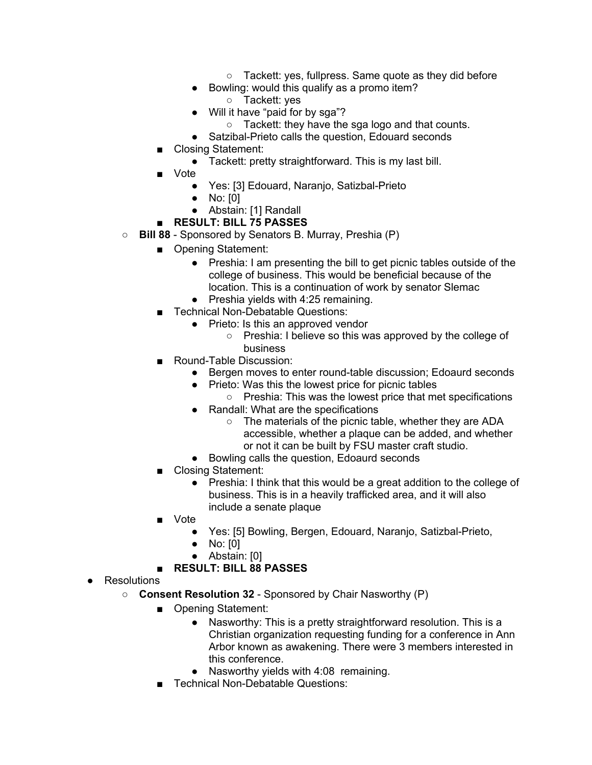- Tackett: yes, fullpress. Same quote as they did before
      - Bowling: would this qualify as a promo item?
        - Tackett: yes
      - Will it have "paid for by sga"?
        - Tackett: they have the sga logo and that counts.
      - Satzibal-Prieto calls the question, Edouard seconds
    - Closing Statement:
      - Tackett: pretty straightforward. This is my last bill.
    - Vote
      - Yes: [3] Edouard, Naranjo, Satizbal-Prieto
      - No: [0]
      - Abstain: [1] Randall
    - **RESULT: BILL 75 PASSES**
  - **Bill 88** - Sponsored by Senators B. Murray, Preshia (P)
    - Opening Statement:
      - Preshia: I am presenting the bill to get picnic tables outside of the college of business. This would be beneficial because of the location. This is a continuation of work by senator Slemac
      - Preshia yields with 4:25 remaining.
    - Technical Non-Debatable Questions:
      - Prieto: Is this an approved vendor
        - Preshia: I believe so this was approved by the college of business
    - Round-Table Discussion:
      - Bergen moves to enter round-table discussion; Edoaurd seconds
      - Prieto: Was this the lowest price for picnic tables
        - Preshia: This was the lowest price that met specifications
      - Randall: What are the specifications
        - The materials of the picnic table, whether they are ADA accessible, whether a plaque can be added, and whether or not it can be built by FSU master craft studio.
      - Bowling calls the question, Edoaurd seconds
    - Closing Statement:
      - Preshia: I think that this would be a great addition to the college of business. This is in a heavily trafficked area, and it will also include a senate plaque
    - Vote
      - Yes: [5] Bowling, Bergen, Edouard, Naranjo, Satizbal-Prieto,
      - No: [0]
      - Abstain: [0]
    - **RESULT: BILL 88 PASSES**
- Resolutions
  - **Consent Resolution 32** - Sponsored by Chair Nasworthy (P)
    - Opening Statement:
      - Nasworthy: This is a pretty straightforward resolution. This is a Christian organization requesting funding for a conference in Ann Arbor known as awakening. There were 3 members interested in this conference.
      - Nasworthy yields with 4:08 remaining.
    - Technical Non-Debatable Questions: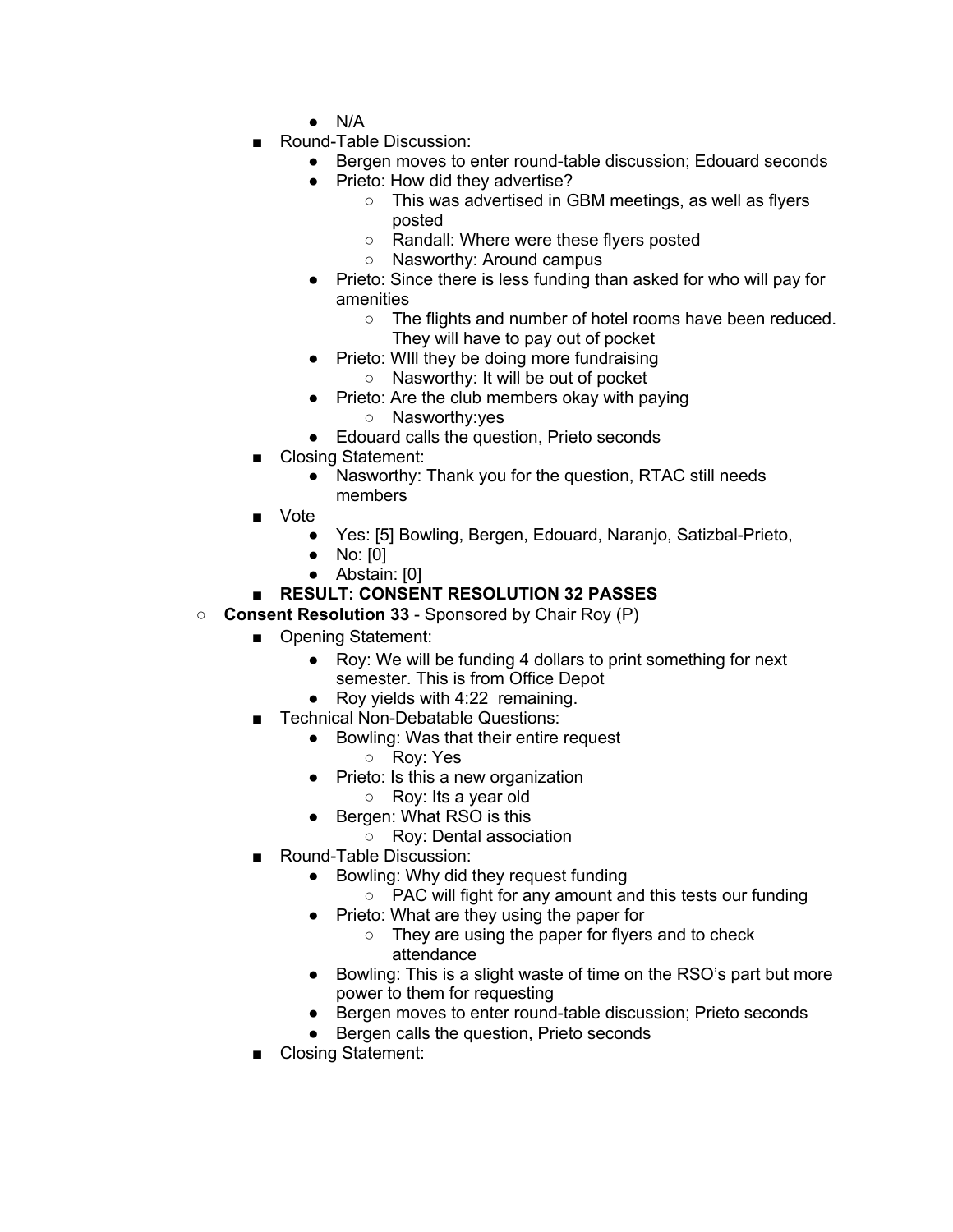- N/A
        - Round-Table Discussion:
            - Bergen moves to enter round-table discussion; Edouard seconds
            - Prieto: How did they advertise?
                - This was advertised in GBM meetings, as well as flyers posted
                - Randall: Where were these flyers posted
                - Nasworthy: Around campus
            - Prieto: Since there is less funding than asked for who will pay for amenities
                - The flights and number of hotel rooms have been reduced. They will have to pay out of pocket
            - Prieto: WIll they be doing more fundraising
                - Nasworthy: It will be out of pocket
            - Prieto: Are the club members okay with paying
                - Nasworthy:yes
            - Edouard calls the question, Prieto seconds
        - Closing Statement:
            - Nasworthy: Thank you for the question, RTAC still needs members
        - Vote
            - Yes: [5] Bowling, Bergen, Edouard, Naranjo, Satizbal-Prieto,
            - No: [0]
            - Abstain: [0]
        - **RESULT: CONSENT RESOLUTION 32 PASSES**
    - **Consent Resolution 33** - Sponsored by Chair Roy (P)
        - Opening Statement:
            - Roy: We will be funding 4 dollars to print something for next semester. This is from Office Depot
            - Roy yields with 4:22 remaining.
        - Technical Non-Debatable Questions:
            - Bowling: Was that their entire request
                - Roy: Yes
            - Prieto: Is this a new organization
                - Roy: Its a year old
            - Bergen: What RSO is this
                - Roy: Dental association
        - Round-Table Discussion:
            - Bowling: Why did they request funding
                - PAC will fight for any amount and this tests our funding
            - Prieto: What are they using the paper for
                - They are using the paper for flyers and to check attendance
            - Bowling: This is a slight waste of time on the RSO's part but more power to them for requesting
            - Bergen moves to enter round-table discussion; Prieto seconds
            - Bergen calls the question, Prieto seconds
        - Closing Statement: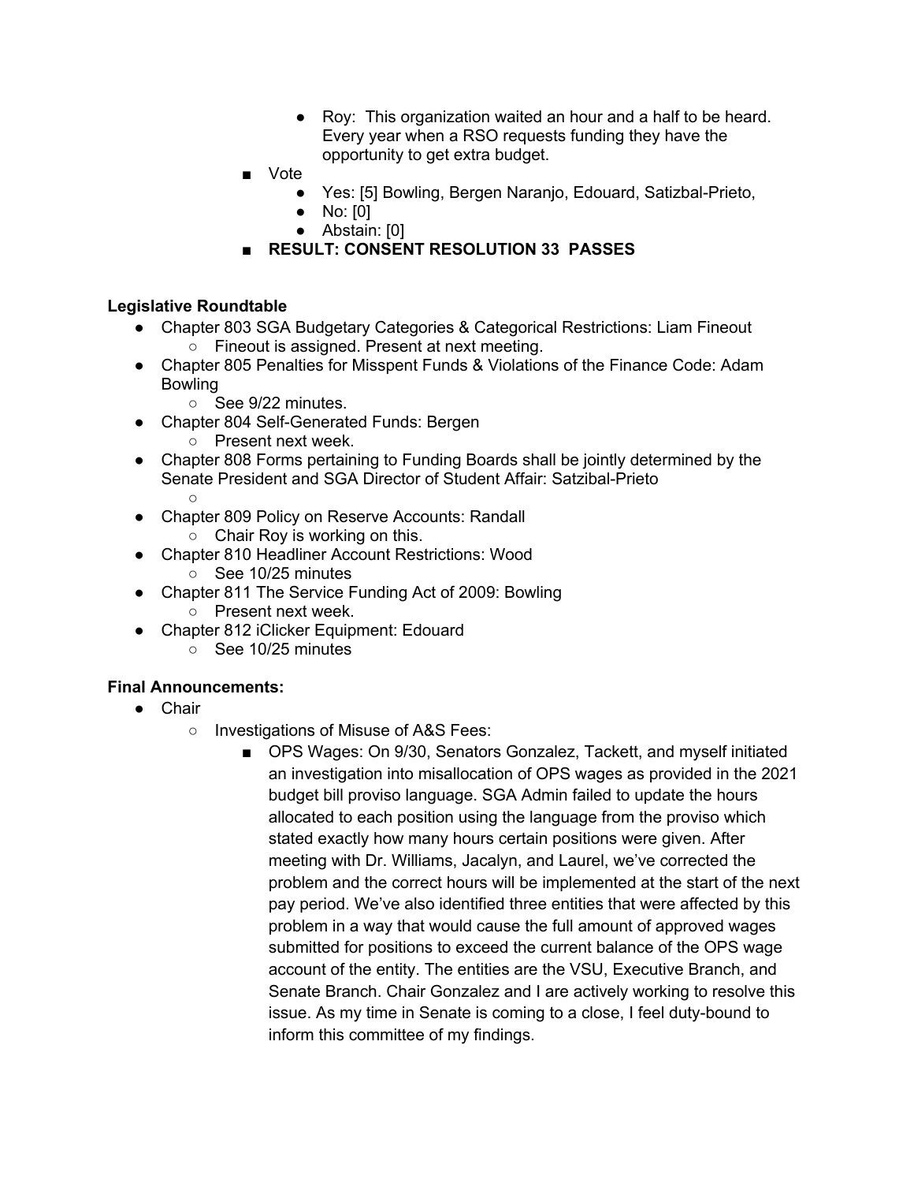- Roy: This organization waited an hour and a half to be heard. Every year when a RSO requests funding they have the opportunity to get extra budget.
- Vote
  - Yes: [5] Bowling, Bergen Naranjo, Edouard, Satizbal-Prieto,
  - No: [0]
  - Abstain: [0]
- **RESULT: CONSENT RESOLUTION 33 PASSES**

**Legislative Roundtable**

- Chapter 803 SGA Budgetary Categories & Categorical Restrictions: Liam Fineout
  - Fineout is assigned. Present at next meeting.
- Chapter 805 Penalties for Misspent Funds & Violations of the Finance Code: Adam Bowling
  - See 9/22 minutes.
- Chapter 804 Self-Generated Funds: Bergen
  - Present next week.
- Chapter 808 Forms pertaining to Funding Boards shall be jointly determined by the Senate President and SGA Director of Student Affair: Satzibal-Prieto
  - 
- Chapter 809 Policy on Reserve Accounts: Randall
  - Chair Roy is working on this.
- Chapter 810 Headliner Account Restrictions: Wood
  - See 10/25 minutes
- Chapter 811 The Service Funding Act of 2009: Bowling
  - Present next week.
- Chapter 812 iClicker Equipment: Edouard
  - See 10/25 minutes

**Final Announcements:**

- Chair
  - Investigations of Misuse of A&S Fees:
    - OPS Wages: On 9/30, Senators Gonzalez, Tackett, and myself initiated an investigation into misallocation of OPS wages as provided in the 2021 budget bill proviso language. SGA Admin failed to update the hours allocated to each position using the language from the proviso which stated exactly how many hours certain positions were given. After meeting with Dr. Williams, Jacalyn, and Laurel, we've corrected the problem and the correct hours will be implemented at the start of the next pay period. We've also identified three entities that were affected by this problem in a way that would cause the full amount of approved wages submitted for positions to exceed the current balance of the OPS wage account of the entity. The entities are the VSU, Executive Branch, and Senate Branch. Chair Gonzalez and I are actively working to resolve this issue. As my time in Senate is coming to a close, I feel duty-bound to inform this committee of my findings.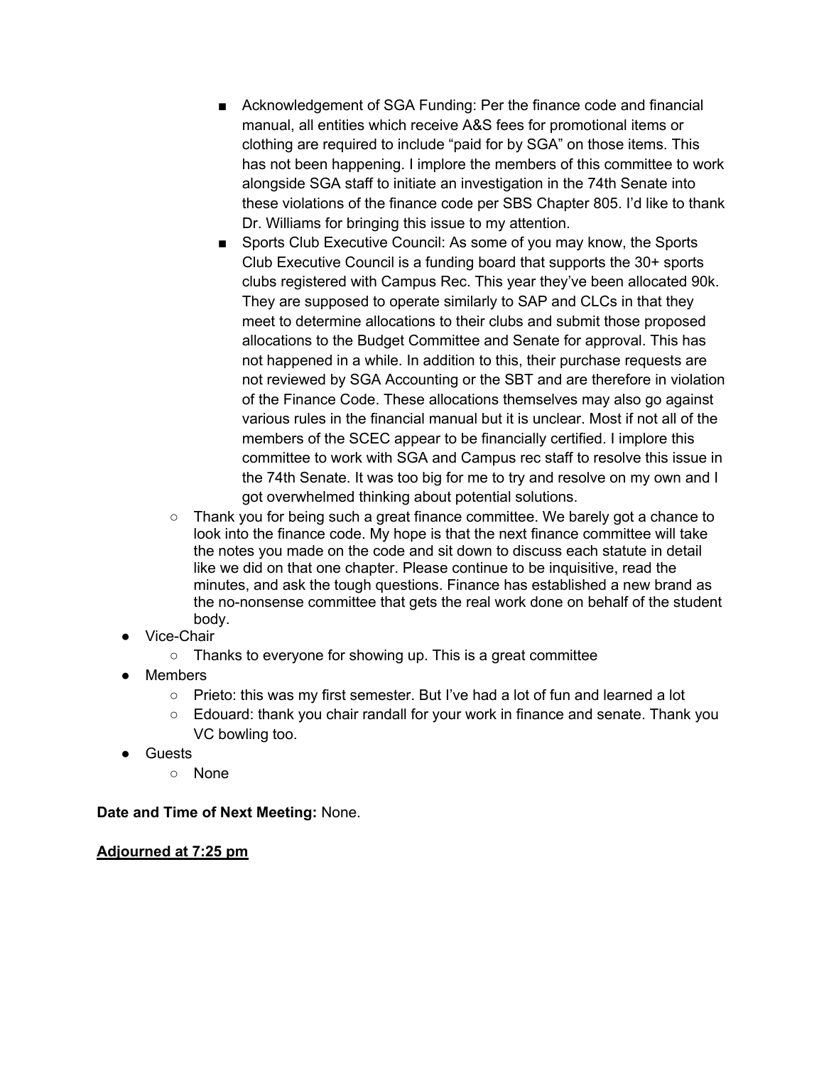- Acknowledgement of SGA Funding: Per the finance code and financial manual, all entities which receive A&S fees for promotional items or clothing are required to include "paid for by SGA" on those items. This has not been happening. I implore the members of this committee to work alongside SGA staff to initiate an investigation in the 74th Senate into these violations of the finance code per SBS Chapter 805. I'd like to thank Dr. Williams for bringing this issue to my attention.
        - Sports Club Executive Council: As some of you may know, the Sports Club Executive Council is a funding board that supports the 30+ sports clubs registered with Campus Rec. This year they've been allocated 90k. They are supposed to operate similarly to SAP and CLCs in that they meet to determine allocations to their clubs and submit those proposed allocations to the Budget Committee and Senate for approval. This has not happened in a while. In addition to this, their purchase requests are not reviewed by SGA Accounting or the SBT and are therefore in violation of the Finance Code. These allocations themselves may also go against various rules in the financial manual but it is unclear. Most if not all of the members of the SCEC appear to be financially certified. I implore this committee to work with SGA and Campus rec staff to resolve this issue in the 74th Senate. It was too big for me to try and resolve on my own and I got overwhelmed thinking about potential solutions.
    - Thank you for being such a great finance committee. We barely got a chance to look into the finance code. My hope is that the next finance committee will take the notes you made on the code and sit down to discuss each statute in detail like we did on that one chapter. Please continue to be inquisitive, read the minutes, and ask the tough questions. Finance has established a new brand as the no-nonsense committee that gets the real work done on behalf of the student body.
- Vice-Chair
    - Thanks to everyone for showing up. This is a great committee
- Members
    - Prieto: this was my first semester. But I've had a lot of fun and learned a lot
    - Edouard: thank you chair randall for your work in finance and senate. Thank you VC bowling too.
- Guests
    - None

**Date and Time of Next Meeting:** None.

**Adjourned at 7:25 pm**